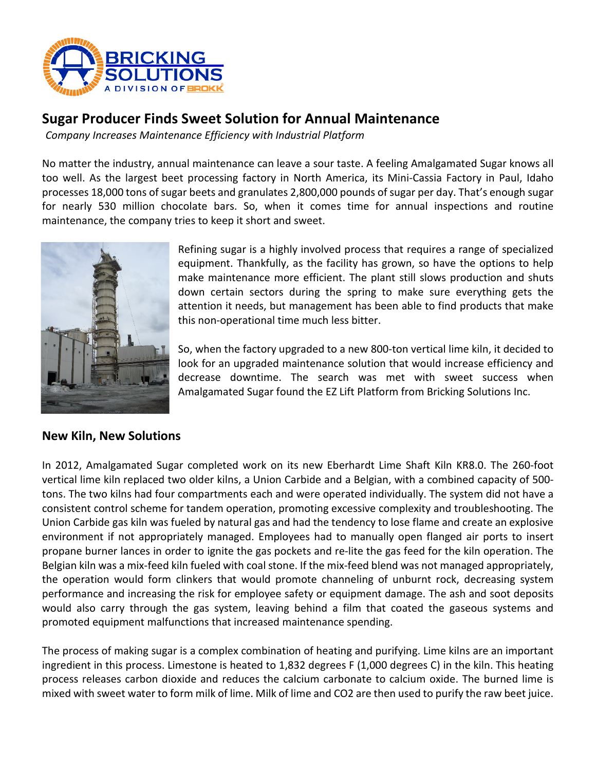# Sugar Producer Finds Sweet Solution for Annual Maintenance

*Company Increases Maintenance Efficiency with Industrial Platform*

No matter the industry, annual maintenance can leave a sour taste. A feeling Amalgamated Sugar knows all too well. As the largest beet processing factory in North America, its Mini-Cassia Factory in Paul, Idaho processes 18,000 tons of sugar beets and granulates 2,800,000 pounds of sugar per day. That's enough sugar for nearly 530 million chocolate bars. So, when it comes time for annual inspections and routine maintenance, the company tries to keep it short and sweet.

Refining sugar is a highly involved process that requires a range of specialized equipment. Thankfully, as the facility has grown, so have the options to help make maintenance more efficient. The plant still slows production and shuts down certain sectors during the spring to make sure everything gets the attention it needs, but management has been able to find products that make this non-operational time much less bitter.

So, when the factory upgraded to a new 800-ton vertical lime kiln, it decided to look for an upgraded maintenance solution that would increase efficiency and decrease downtime. The search was met with sweet success when Amalgamated Sugar found the EZ Lift Platform from Bricking Solutions Inc.

## New Kiln, New Solutions

In 2012, Amalgamated Sugar completed work on its new Eberhardt Lime Shaft Kiln KR8.0. The 260-foot vertical lime kiln replaced two older kilns, a Union Carbide and a Belgian, with a combined capacity of 500-tons. The two kilns had four compartments each and were operated individually. The system did not have a consistent control scheme for tandem operation, promoting excessive complexity and troubleshooting. The Union Carbide gas kiln was fueled by natural gas and had the tendency to lose flame and create an explosive environment if not appropriately managed. Employees had to manually open flanged air ports to insert propane burner lances in order to ignite the gas pockets and re-lite the gas feed for the kiln operation. The Belgian kiln was a mix-feed kiln fueled with coal stone. If the mix-feed blend was not managed appropriately, the operation would form clinkers that would promote channeling of unburnt rock, decreasing system performance and increasing the risk for employee safety or equipment damage. The ash and soot deposits would also carry through the gas system, leaving behind a film that coated the gaseous systems and promoted equipment malfunctions that increased maintenance spending.

The process of making sugar is a complex combination of heating and purifying. Lime kilns are an important ingredient in this process. Limestone is heated to 1,832 degrees F (1,000 degrees C) in the kiln. This heating process releases carbon dioxide and reduces the calcium carbonate to calcium oxide. The burned lime is mixed with sweet water to form milk of lime. Milk of lime and $CO_2$ are then used to purify the raw beet juice.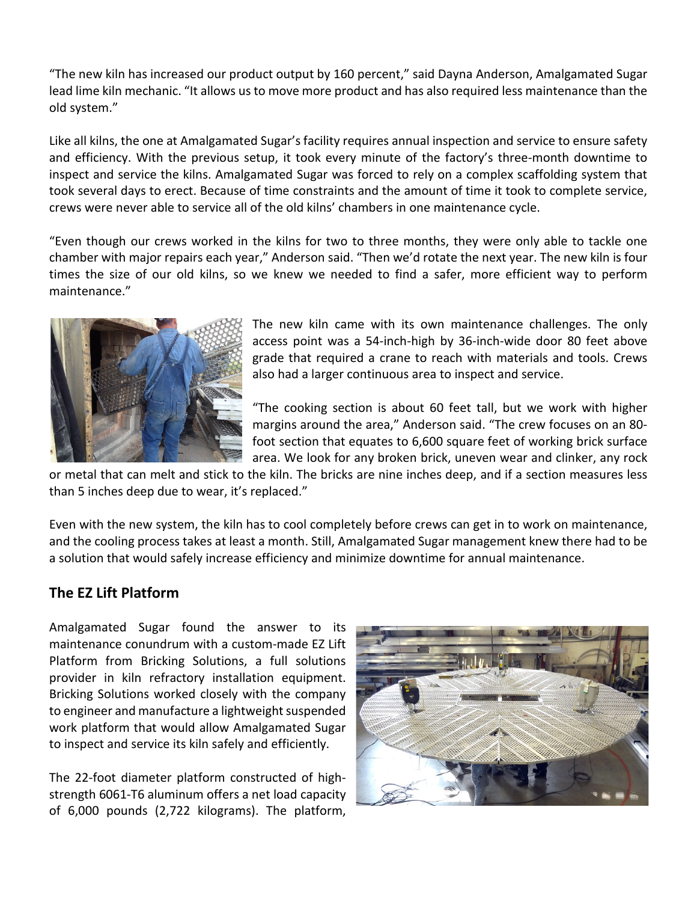"The new kiln has increased our product output by 160 percent," said Dayna Anderson, Amalgamated Sugar lead lime kiln mechanic. "It allows us to move more product and has also required less maintenance than the old system."

Like all kilns, the one at Amalgamated Sugar's facility requires annual inspection and service to ensure safety and efficiency. With the previous setup, it took every minute of the factory's three-month downtime to inspect and service the kilns. Amalgamated Sugar was forced to rely on a complex scaffolding system that took several days to erect. Because of time constraints and the amount of time it took to complete service, crews were never able to service all of the old kilns' chambers in one maintenance cycle.

"Even though our crews worked in the kilns for two to three months, they were only able to tackle one chamber with major repairs each year," Anderson said. "Then we'd rotate the next year. The new kiln is four times the size of our old kilns, so we knew we needed to find a safer, more efficient way to perform maintenance."

The new kiln came with its own maintenance challenges. The only access point was a 54-inch-high by 36-inch-wide door 80 feet above grade that required a crane to reach with materials and tools. Crews also had a larger continuous area to inspect and service.

"The cooking section is about 60 feet tall, but we work with higher margins around the area," Anderson said. "The crew focuses on an 80-foot section that equates to 6,600 square feet of working brick surface area. We look for any broken brick, uneven wear and clinker, any rock or metal that can melt and stick to the kiln. The bricks are nine inches deep, and if a section measures less than 5 inches deep due to wear, it's replaced."

Even with the new system, the kiln has to cool completely before crews can get in to work on maintenance, and the cooling process takes at least a month. Still, Amalgamated Sugar management knew there had to be a solution that would safely increase efficiency and minimize downtime for annual maintenance.

## The EZ Lift Platform

Amalgamated Sugar found the answer to its maintenance conundrum with a custom-made EZ Lift Platform from Bricking Solutions, a full solutions provider in kiln refractory installation equipment. Bricking Solutions worked closely with the company to engineer and manufacture a lightweight suspended work platform that would allow Amalgamated Sugar to inspect and service its kiln safely and efficiently.

The 22-foot diameter platform constructed of high-strength 6061-T6 aluminum offers a net load capacity of 6,000 pounds (2,722 kilograms). The platform,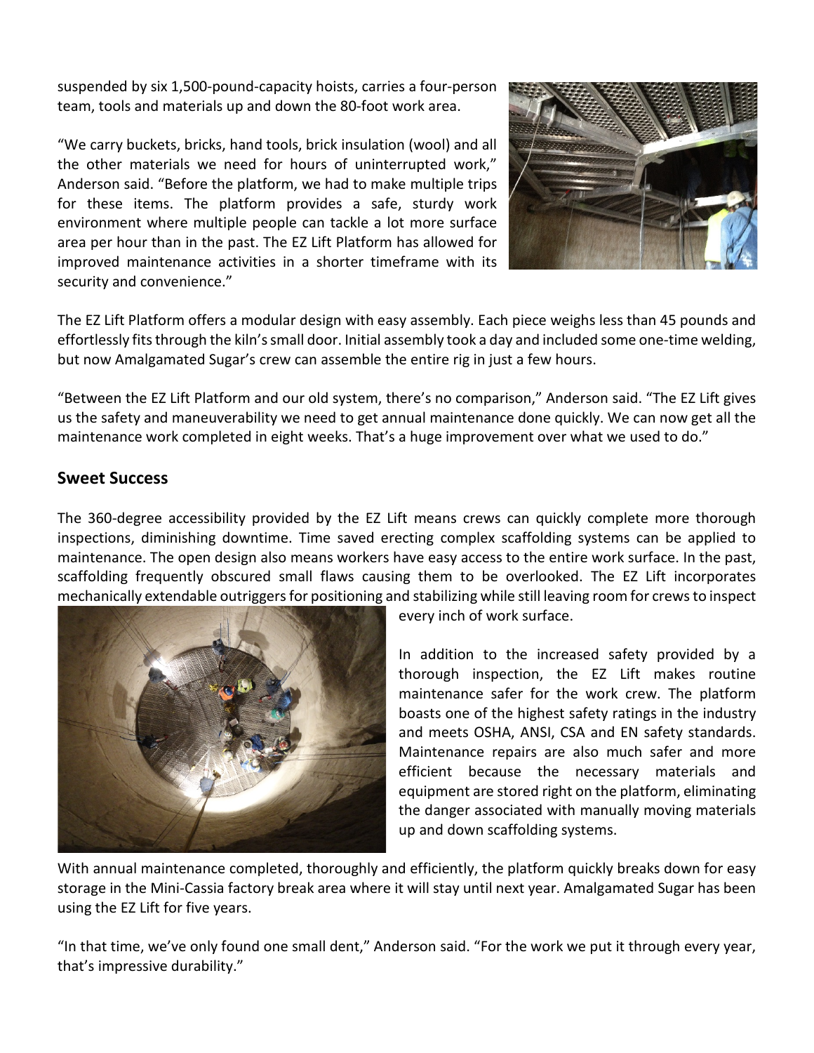suspended by six 1,500-pound-capacity hoists, carries a four-person team, tools and materials up and down the 80-foot work area.

"We carry buckets, bricks, hand tools, brick insulation (wool) and all the other materials we need for hours of uninterrupted work," Anderson said. "Before the platform, we had to make multiple trips for these items. The platform provides a safe, sturdy work environment where multiple people can tackle a lot more surface area per hour than in the past. The EZ Lift Platform has allowed for improved maintenance activities in a shorter timeframe with its security and convenience."

The EZ Lift Platform offers a modular design with easy assembly. Each piece weighs less than 45 pounds and effortlessly fits through the kiln's small door. Initial assembly took a day and included some one-time welding, but now Amalgamated Sugar's crew can assemble the entire rig in just a few hours.

"Between the EZ Lift Platform and our old system, there's no comparison," Anderson said. "The EZ Lift gives us the safety and maneuverability we need to get annual maintenance done quickly. We can now get all the maintenance work completed in eight weeks. That's a huge improvement over what we used to do."

## Sweet Success

The 360-degree accessibility provided by the EZ Lift means crews can quickly complete more thorough inspections, diminishing downtime. Time saved erecting complex scaffolding systems can be applied to maintenance. The open design also means workers have easy access to the entire work surface. In the past, scaffolding frequently obscured small flaws causing them to be overlooked. The EZ Lift incorporates mechanically extendable outriggers for positioning and stabilizing while still leaving room for crews to inspect every inch of work surface.

In addition to the increased safety provided by a thorough inspection, the EZ Lift makes routine maintenance safer for the work crew. The platform boasts one of the highest safety ratings in the industry and meets OSHA, ANSI, CSA and EN safety standards. Maintenance repairs are also much safer and more efficient because the necessary materials and equipment are stored right on the platform, eliminating the danger associated with manually moving materials up and down scaffolding systems.

With annual maintenance completed, thoroughly and efficiently, the platform quickly breaks down for easy storage in the Mini-Cassia factory break area where it will stay until next year. Amalgamated Sugar has been using the EZ Lift for five years.

"In that time, we've only found one small dent," Anderson said. "For the work we put it through every year, that's impressive durability."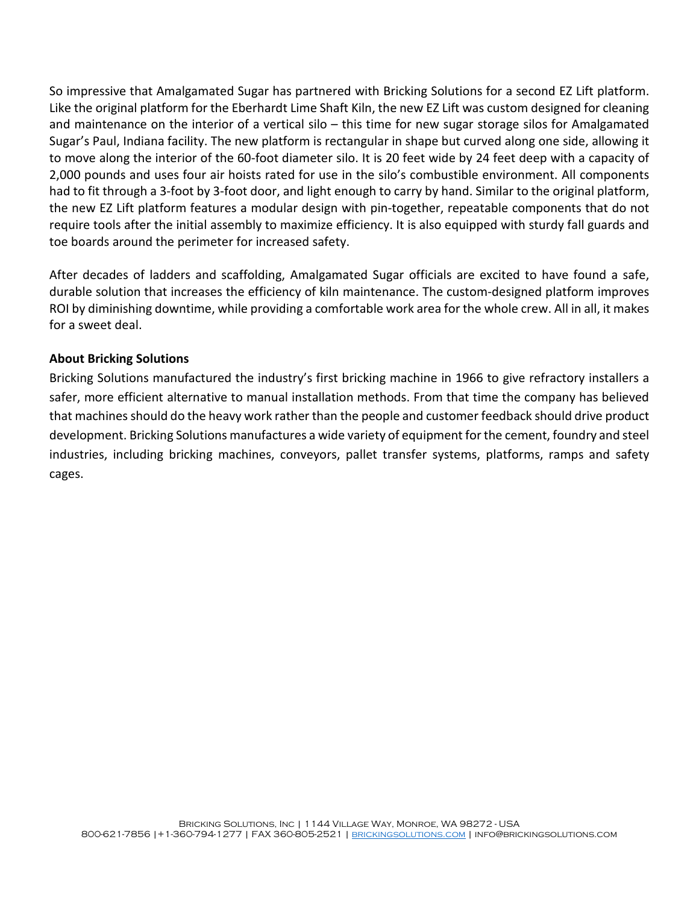So impressive that Amalgamated Sugar has partnered with Bricking Solutions for a second EZ Lift platform. Like the original platform for the Eberhardt Lime Shaft Kiln, the new EZ Lift was custom designed for cleaning and maintenance on the interior of a vertical silo – this time for new sugar storage silos for Amalgamated Sugar's Paul, Indiana facility. The new platform is rectangular in shape but curved along one side, allowing it to move along the interior of the 60-foot diameter silo. It is 20 feet wide by 24 feet deep with a capacity of 2,000 pounds and uses four air hoists rated for use in the silo's combustible environment. All components had to fit through a 3-foot by 3-foot door, and light enough to carry by hand. Similar to the original platform, the new EZ Lift platform features a modular design with pin-together, repeatable components that do not require tools after the initial assembly to maximize efficiency. It is also equipped with sturdy fall guards and toe boards around the perimeter for increased safety.

After decades of ladders and scaffolding, Amalgamated Sugar officials are excited to have found a safe, durable solution that increases the efficiency of kiln maintenance. The custom-designed platform improves ROI by diminishing downtime, while providing a comfortable work area for the whole crew. All in all, it makes for a sweet deal.

**About Bricking Solutions**

Bricking Solutions manufactured the industry's first bricking machine in 1966 to give refractory installers a safer, more efficient alternative to manual installation methods. From that time the company has believed that machines should do the heavy work rather than the people and customer feedback should drive product development. Bricking Solutions manufactures a wide variety of equipment for the cement, foundry and steel industries, including bricking machines, conveyors, pallet transfer systems, platforms, ramps and safety cages.

Bricking Solutions, Inc | 1144 Village Way, Monroe, WA 98272 - USA
800-621-7856 |+1-360-794-1277 | FAX 360-805-2521 | brickingsolutions.com | info@brickingsolutions.com